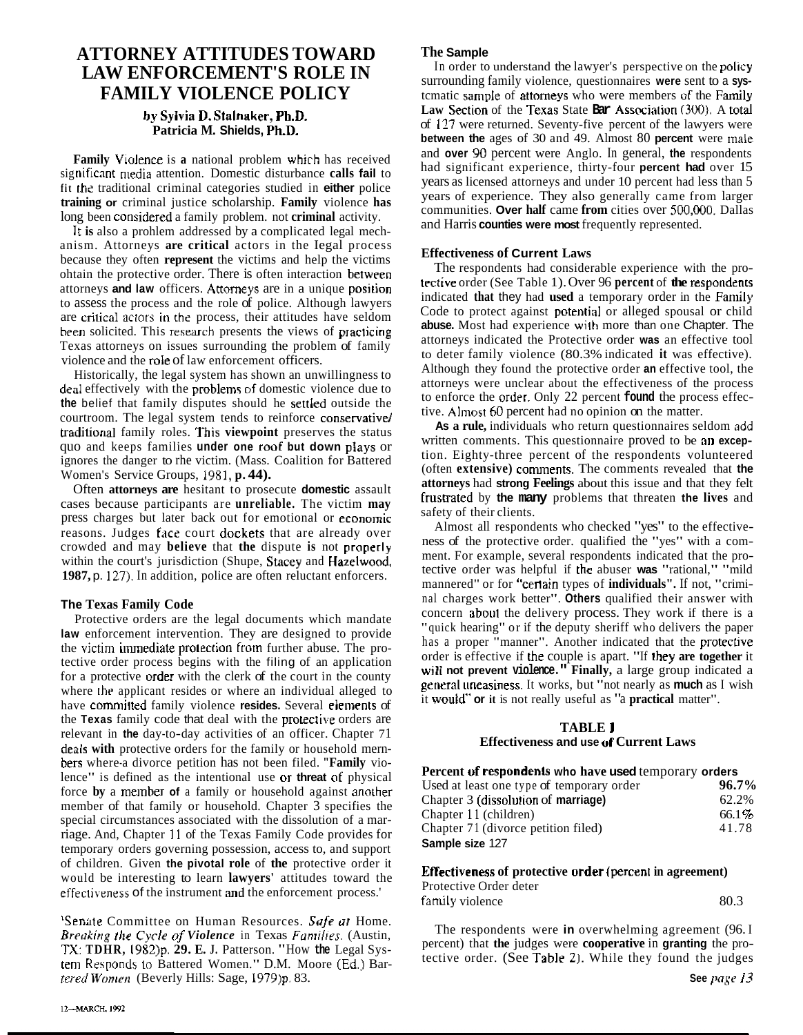# ATTORNEY ATTITUDES TOWARD LAW ENFORCEMENT'S ROLE IN FAMILY VIOLENCE POLICY

**by Sylvia D. Stalnaker, Ph.D.**
**Patricia M. Shields, Ph.D.**

Family Violence is a national problem which has received significant media attention. Domestic disturbance calls fail to fit the traditional criminal categories studied in either police training or criminal justice scholarship. Family violence has long been considered a family problem. not criminal activity.

It is also a prohlem addressed by a complicated legal mechanism. Attorneys are critical actors in the legal process because they often represent the victims and help the victims obtain the protective order. There is often interaction between attorneys and law officers. Attorneys are in a unique position to assess the process and the role of police. Although lawyers are critical actors in the process, their attitudes have seldom been solicited. This research presents the views of practicing Texas attorneys on issues surrounding the problem of family violence and the role of law enforcement officers.

Historically, the legal system has shown an unwillingness to deal effectively with the problems of domestic violence due to the belief that family disputes should he settled outside the courtroom. The legal system tends to reinforce conservative/traditional family roles. This viewpoint preserves the status quo and keeps families under one roof but down plays or ignores the danger to the victim. (Mass. Coalition for Battered Women's Service Groups, 1981, p. 44).

Often attorneys are hesitant to prosecute domestic assault cases because participants are unreliable. The victim may press charges but later back out for emotional or economic reasons. Judges face court dockets that are already over crowded and may believe that the dispute is not properly within the court's jurisdiction (Shupe, Stacey and Hazelwood, 1987, p. 127). In addition, police are often reluctant enforcers.

### The Texas Family Code

Protective orders are the legal documents which mandate law enforcement intervention. They are designed to provide the victim immediate protection from further abuse. The protective order process begins with the filing of an application for a protective order with the clerk of the court in the county where the applicant resides or where an individual alleged to have committed family violence resides. Several elements of the Texas family code that deal with the protective orders are relevant in the day-to-day activities of an officer. Chapter 71 deals with protective orders for the family or household members where a divorce petition has not been filed. "Family violence" is defined as the intentional use or threat of physical force by a member of a family or household against another member of that family or household. Chapter 3 specifies the special circumstances associated with the dissolution of a marriage. And, Chapter 11 of the Texas Family Code provides for temporary orders governing possession, access to, and support of children. Given the pivotal role of the protective order it would be interesting to learn lawyers' attitudes toward the effectiveness of the instrument and the enforcement process.[1]

[1]Senate Committee on Human Resources. *Safe at Home. Breaking the Cycle of Violence* in Texas *Families*. (Austin, TX: TDHR, 1982)p. 29. E. J. Patterson. "How the Legal System Responds to Battered Women." D.M. Moore (Ed.) *Battered Women* (Beverly Hills: Sage, 1979)p. 83.

### The Sample

In order to understand the lawyer's perspective on the policy surrounding family violence, questionnaires were sent to a systematic sample of attorneys who were members of the Family Law Section of the Texas State Bar Association (300). A total of 127 were returned. Seventy-five percent of the lawyers were between the ages of 30 and 49. Almost 80 percent were male and over 90 percent were Anglo. In general, the respondents had significant experience, thirty-four percent had over 15 years as licensed attorneys and under 10 percent had less than 5 years of experience. They also generally came from larger communities. Over half came from cities over 500,000. Dallas and Harris counties were most frequently represented.

### Effectiveness of Current Laws

The respondents had considerable experience with the protective order (See Table 1). Over 96 percent of the respondents indicated that they had used a temporary order in the Family Code to protect against potential or alleged spousal or child abuse. Most had experience with more than one Chapter. The attorneys indicated the Protective order was an effective tool to deter family violence (80.3% indicated it was effective). Although they found the protective order an effective tool, the attorneys were unclear about the effectiveness of the process to enforce the order. Only 22 percent found the process effective. Almost 60 percent had no opinion on the matter.

As a rule, individuals who return questionnaires seldom add written comments. This questionnaire proved to be an exception. Eighty-three percent of the respondents volunteered (often extensive) comments. The comments revealed that the attorneys had strong Feelings about this issue and that they felt frustrated by the many problems that threaten the lives and safety of their clients.

Almost all respondents who checked "yes" to the effectiveness of the protective order. qualified the "yes" with a comment. For example, several respondents indicated that the protective order was helpful if the abuser was "rational," "mild mannered" or for "certain types of individuals". If not, "criminal charges work better". Others qualified their answer with concern about the delivery process. They work if there is a "quick hearing" or if the deputy sheriff who delivers the paper has a proper "manner". Another indicated that the protective order is effective if the couple is apart. "If they are together it will not prevent violence." Finally, a large group indicated a general uneasiness. It works, but "not nearly as much as I wish it would" or it is not really useful as "a practical matter".

**TABLE 1**
**Effectiveness and use of Current Laws**

| **Percent of respondents who have used temporary orders** | |
|---|---|
| Used at least one type of temporary order | **96.7%** |
| Chapter 3 (dissolution of marriage) | 62.2% |
| Chapter 11 (children) | 66.1% |
| Chapter 71 (divorce petition filed) | 41.78 |
| Sample size 127 | |
| **Effectiveness of protective order (percent in agreement)** | |
| Protective Order deter family violence | 80.3 |

The respondents were in overwhelming agreement (96.1 percent) that the judges were cooperative in granting the protective order. (See Table 2). While they found the judges

See *page 13*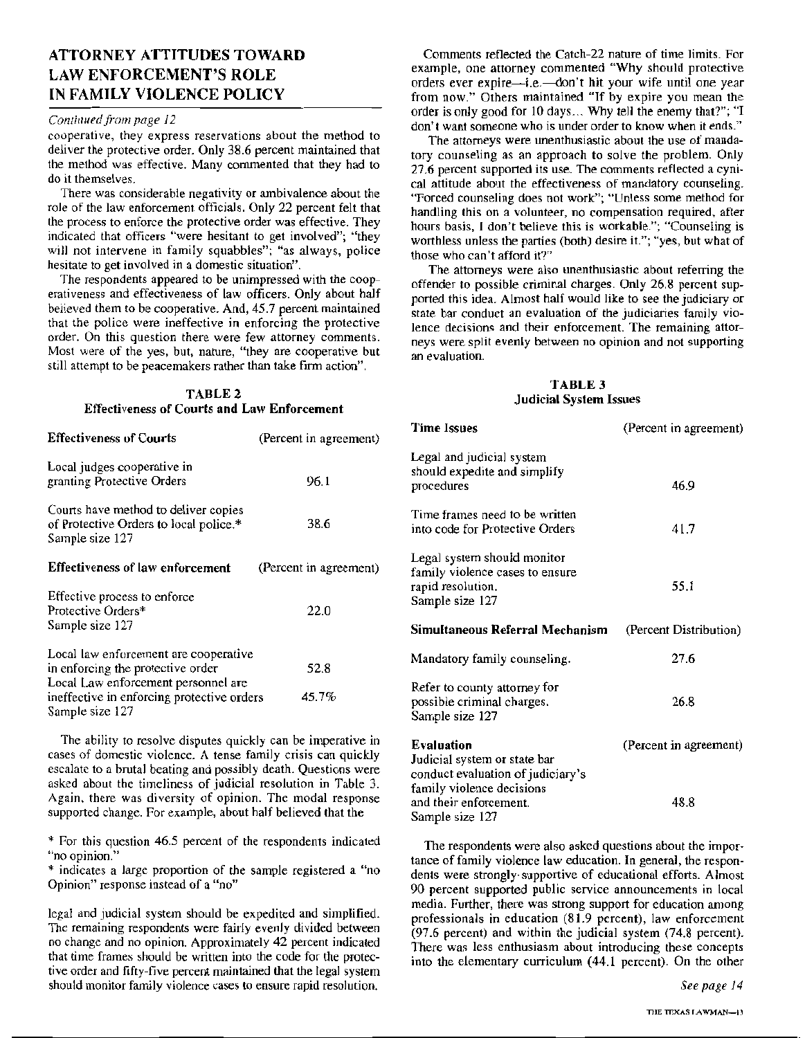## ATTORNEY ATTITUDES TOWARD LAW ENFORCEMENT'S ROLE IN FAMILY VIOLENCE POLICY

*Continued from page 12*

cooperative, they express reservations about the method to deliver the protective order. Only 38.6 percent maintained that the method was effective. Many commented that they had to do it themselves.

There was considerable negativity or ambivalence about the role of the law enforcement officials. Only 22 percent felt that the process to enforce the protective order was effective. They indicated that officers "were hesitant to get involved"; "they will not intervene in family squabbles"; "as always, police hesitate to get involved in a domestic situation".

The respondents appeared to be unimpressed with the cooperativeness and effectiveness of law officers. Only about half believed them to be cooperative. And, 45.7 percent maintained that the police were ineffective in enforcing the protective order. On this question there were few attorney comments. Most were of the yes, but, nature, "they are cooperative but still attempt to be peacemakers rather than take firm action".

**TABLE 2**
**Effectiveness of Courts and Law Enforcement**

| **Effectiveness of Courts** | (Percent in agreement) |
|---|---|
| Local judges cooperative in granting Protective Orders | 96.1 |
| Courts have method to deliver copies of Protective Orders to local police.* Sample size 127 | 38.6 |
| **Effectiveness of law enforcement** | (Percent in agreement) |
| Effective process to enforce Protective Orders* Sample size 127 | 22.0 |
| Local law enforcement are cooperative in enforcing the protective order | 52.8 |
| Local Law enforcement personnel are ineffective in enforcing protective orders Sample size 127 | 45.7% |

The ability to resolve disputes quickly can be imperative in cases of domestic violence. A tense family crisis can quickly escalate to a brutal beating and possibly death. Questions were asked about the timeliness of judicial resolution in Table 3. Again, there was diversity of opinion. The modal response supported change. For example, about half believed that the legal and judicial system should be expedited and simplified. The remaining respondents were fairly evenly divided between no change and no opinion. Approximately 42 percent indicated that time frames should be written into the code for the protective order and fifty-five percent maintained that the legal system should monitor family violence cases to ensure rapid resolution.

\* For this question 46.5 percent of the respondents indicated "no opinion."

\* indicates a large proportion of the sample registered a "no Opinion" response instead of a "no"

Comments reflected the Catch-22 nature of time limits. For example, one attorney commented "Why should protective orders ever expire—i.e.—don't hit your wife until one year from now." Others maintained "If by expire you mean the order is only good for 10 days... Why tell the enemy that?"; "I don't want someone who is under order to know when it ends."

The attorneys were unenthusiastic about the use of mandatory counseling as an approach to solve the problem. Only 27.6 percent supported its use. The comments reflected a cynical attitude about the effectiveness of mandatory counseling. "Forced counseling does not work"; "Unless some method for handling this on a volunteer, no compensation required, after hours basis, I don't believe this is workable."; "Counseling is worthless unless the parties (both) desire it."; "yes, but what of those who can't afford it?"

The attorneys were also unenthusiastic about referring the offender to possible criminal charges. Only 26.8 percent supported this idea. Almost half would like to see the judiciary or state bar conduct an evaluation of the judiciaries family violence decisions and their enforcement. The remaining attorneys were split evenly between no opinion and not supporting an evaluation.

**TABLE 3**
**Judicial System Issues**

| **Time Issues** | (Percent in agreement) |
|---|---|
| Legal and judicial system should expedite and simplify procedures | 46.9 |
| Time frames need to be written into code for Protective Orders | 41.7 |
| Legal system should monitor family violence cases to ensure rapid resolution. Sample size 127 | 55.1 |
| **Simultaneous Referral Mechanism** | (Percent Distribution) |
| Mandatory family counseling. | 27.6 |
| Refer to county attorney for possible criminal charges. Sample size 127 | 26.8 |
| **Evaluation** | (Percent in agreement) |
| Judicial system or state bar conduct evaluation of judiciary's family violence decisions and their enforcement. Sample size 127 | 48.8 |

The respondents were also asked questions about the importance of family violence law education. In general, the respondents were strongly supportive of educational efforts. Almost 90 percent supported public service announcements in local media. Further, there was strong support for education among professionals in education (81.9 percent), law enforcement (97.6 percent) and within the judicial system (74.8 percent). There was less enthusiasm about introducing these concepts into the elementary curriculum (44.1 percent). On the other

*See page 14*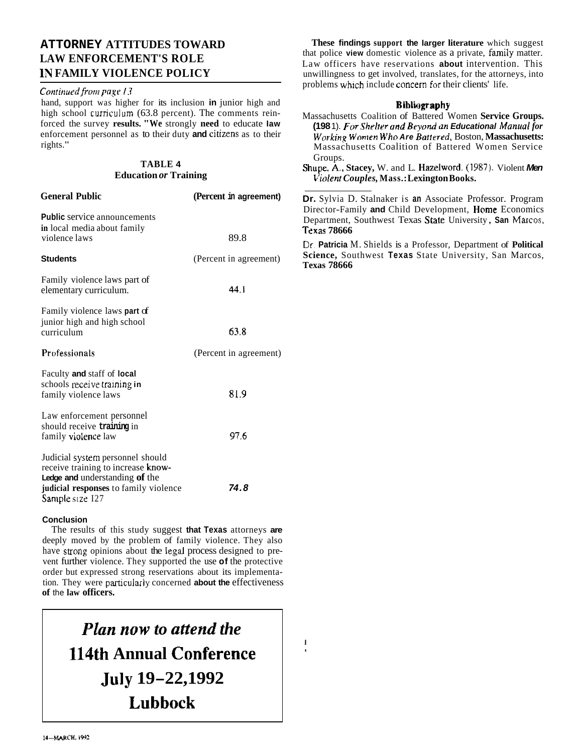## ATTORNEY ATTITUDES TOWARD LAW ENFORCEMENT'S ROLE IN FAMILY VIOLENCE POLICY

*Continued from page 13*

hand, support was higher for its inclusion in junior high and high school curriculum (63.8 percent). The comments reinforced the survey results. "We strongly need to educate law enforcement personnel as to their duty and citizens as to their rights."

**TABLE 4**
**Education or Training**

| General Public | (Percent in agreement) |
|---|---|
| Public service announcements in local media about family violence laws | 89.8 |
| **Students** | (Percent in agreement) |
| Family violence laws part of elementary curriculum. | 44.1 |
| Family violence laws part of junior high and high school curriculum | 63.8 |
| **Professionals** | (Percent in agreement) |
| Faculty and staff of local schools receive training in family violence laws | 81.9 |
| Law enforcement personnel should receive training in family violence law | 97.6 |
| Judicial system personnel should receive training to increase knowledge and understanding of the judicial responses to family violence | 74.8 |

Sample size 127

### Conclusion

The results of this study suggest that Texas attorneys are deeply moved by the problem of family violence. They also have strong opinions about the legal process designed to prevent further violence. They supported the use of the protective order but expressed strong reservations about its implementation. They were particularly concerned about the effectiveness of the law officers.

These findings support the larger literature which suggest that police view domestic violence as a private, family matter. Law officers have reservations about intervention. This unwillingness to get involved, translates, for the attorneys, into problems which include concern for their clients' life.

### Bibliography

Massachusetts Coalition of Battered Women Service Groups. (1981). *For Shelter and Beyond an Educational Manual for Working Women Who Are Battered*, Boston, Massachusetts: Massachusetts Coalition of Battered Women Service Groups.

Shupe, A., Stacey, W. and L. Hazelword. (1987). *Violent Men Violent Couples*, Mass.: Lexington Books.

---

Dr. Sylvia D. Stalnaker is an Associate Professor. Program Director-Family and Child Development, Home Economics Department, Southwest Texas State University, San Marcos, Texas 78666

Dr. Patricia M. Shields is a Professor, Department of Political Science, Southwest Texas State University, San Marcos, Texas 78666

---

***Plan now to attend the***
**114th Annual Conference**
**July 19–22, 1992**
**Lubbock**